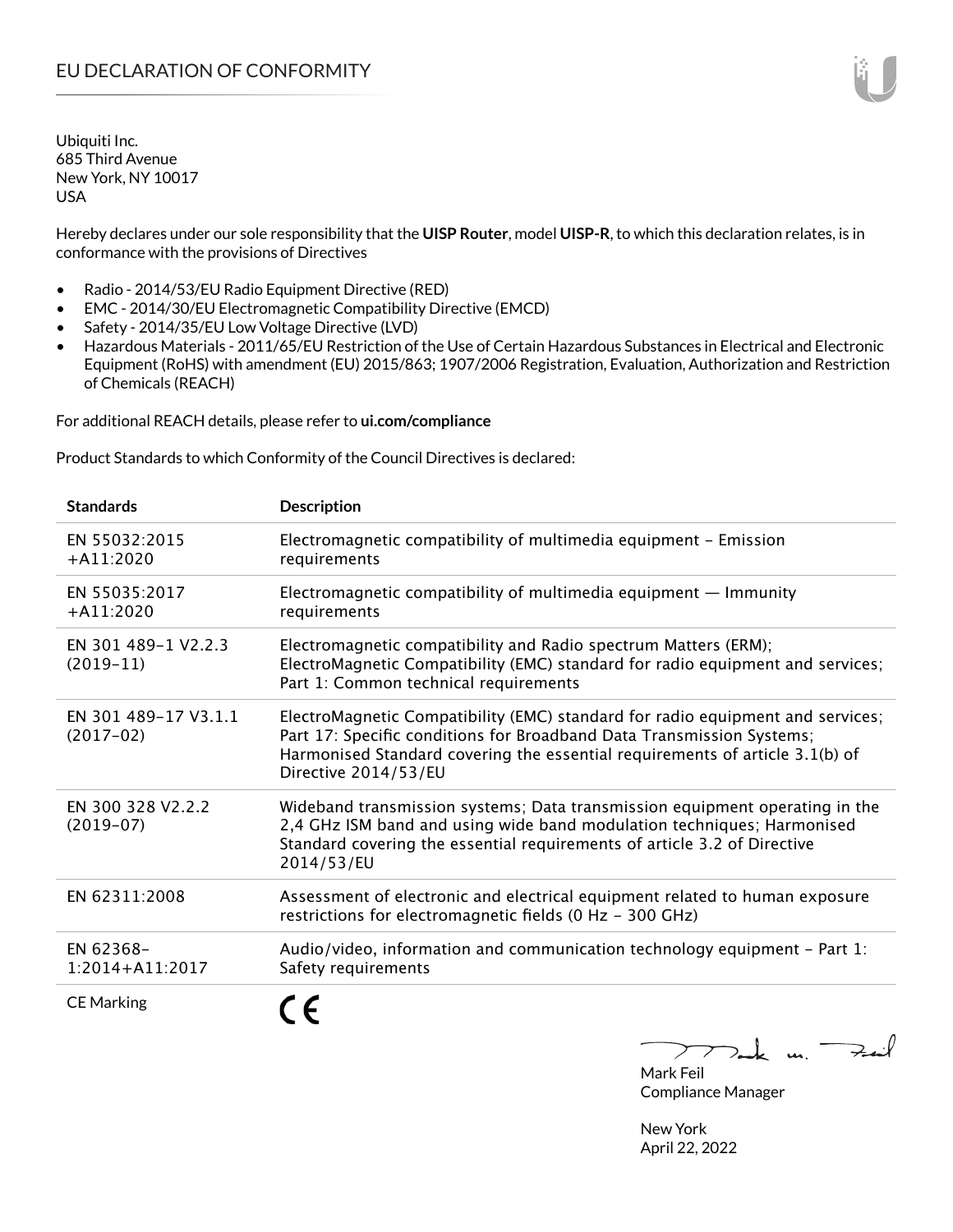# EU DECLARATION OF CONFORMITY

Ubiquiti Inc.
685 Third Avenue
New York, NY 10017
USA

Hereby declares under our sole responsibility that the **UISP Router**, model **UISP-R**, to which this declaration relates, is in conformance with the provisions of Directives

- Radio - 2014/53/EU Radio Equipment Directive (RED)
- EMC - 2014/30/EU Electromagnetic Compatibility Directive (EMCD)
- Safety - 2014/35/EU Low Voltage Directive (LVD)
- Hazardous Materials - 2011/65/EU Restriction of the Use of Certain Hazardous Substances in Electrical and Electronic Equipment (RoHS) with amendment (EU) 2015/863; 1907/2006 Registration, Evaluation, Authorization and Restriction of Chemicals (REACH)

For additional REACH details, please refer to **ui.com/compliance**

Product Standards to which Conformity of the Council Directives is declared:

| Standards | Description |
|---|---|
| EN 55032:2015 +A11:2020 | Electromagnetic compatibility of multimedia equipment – Emission requirements |
| EN 55035:2017 +A11:2020 | Electromagnetic compatibility of multimedia equipment — Immunity requirements |
| EN 301 489-1 V2.2.3 (2019-11) | Electromagnetic compatibility and Radio spectrum Matters (ERM); ElectroMagnetic Compatibility (EMC) standard for radio equipment and services; Part 1: Common technical requirements |
| EN 301 489-17 V3.1.1 (2017-02) | ElectroMagnetic Compatibility (EMC) standard for radio equipment and services; Part 17: Specific conditions for Broadband Data Transmission Systems; Harmonised Standard covering the essential requirements of article 3.1(b) of Directive 2014/53/EU |
| EN 300 328 V2.2.2 (2019-07) | Wideband transmission systems; Data transmission equipment operating in the 2,4 GHz ISM band and using wide band modulation techniques; Harmonised Standard covering the essential requirements of article 3.2 of Directive 2014/53/EU |
| EN 62311:2008 | Assessment of electronic and electrical equipment related to human exposure restrictions for electromagnetic fields (0 Hz - 300 GHz) |
| EN 62368-1:2014+A11:2017 | Audio/video, information and communication technology equipment - Part 1: Safety requirements |
| CE Marking | CE |

Mark Feil
Compliance Manager

New York
April 22, 2022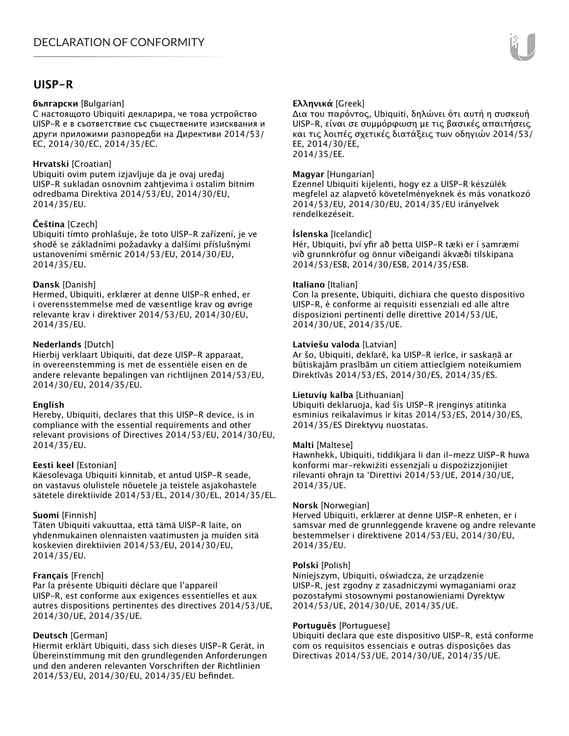# DECLARATION OF CONFORMITY

## UISP-R

**български** [Bulgarian]
С настоящото Ubiquiti декларира, че това устройство UISP-R е в съответствие със съществените изисквания и други приложими разпоредби на Директиви 2014/53/EC, 2014/30/EC, 2014/35/EC.

**Hrvatski** [Croatian]
Ubiquiti ovim putem izjavljuje da je ovaj uređaj UISP-R sukladan osnovnim zahtjevima i ostalim bitnim odredbama Direktiva 2014/53/EU, 2014/30/EU, 2014/35/EU.

**Čeština** [Czech]
Ubiquiti tímto prohlašuje, že toto UISP-R zařízení, je ve shodě se základními požadavky a dalšími příslušnými ustanoveními směrnic 2014/53/EU, 2014/30/EU, 2014/35/EU.

**Dansk** [Danish]
Hermed, Ubiquiti, erklærer at denne UISP-R enhed, er i overensstemmelse med de væsentlige krav og øvrige relevante krav i direktiver 2014/53/EU, 2014/30/EU, 2014/35/EU.

**Nederlands** [Dutch]
Hierbij verklaart Ubiquiti, dat deze UISP-R apparaat, in overeenstemming is met de essentiële eisen en de andere relevante bepalingen van richtlijnen 2014/53/EU, 2014/30/EU, 2014/35/EU.

**English**
Hereby, Ubiquiti, declares that this UISP-R device, is in compliance with the essential requirements and other relevant provisions of Directives 2014/53/EU, 2014/30/EU, 2014/35/EU.

**Eesti keel** [Estonian]
Käesolevaga Ubiquiti kinnitab, et antud UISP-R seade, on vastavus olulistele nõuetele ja teistele asjakohastele sätetele direktiivide 2014/53/EL, 2014/30/EL, 2014/35/EL.

**Suomi** [Finnish]
Täten Ubiquiti vakuuttaa, että tämä UISP-R laite, on yhdenmukainen olennaisten vaatimusten ja muiden sitä koskevien direktiivien 2014/53/EU, 2014/30/EU, 2014/35/EU.

**Français** [French]
Par la présente Ubiquiti déclare que l'appareil UISP-R, est conforme aux exigences essentielles et aux autres dispositions pertinentes des directives 2014/53/UE, 2014/30/UE, 2014/35/UE.

**Deutsch** [German]
Hiermit erklärt Ubiquiti, dass sich dieses UISP-R Gerät, in Übereinstimmung mit den grundlegenden Anforderungen und den anderen relevanten Vorschriften der Richtlinien 2014/53/EU, 2014/30/EU, 2014/35/EU befindet.

**Ελληνικά** [Greek]
Δια του παρόντος, Ubiquiti, δηλώνει ότι αυτή η συσκευή UISP-R, είναι σε συμμόρφωση με τις βασικές απαιτήσεις και τις λοιπές σχετικές διατάξεις των οδηγιών 2014/53/EE, 2014/30/EE, 2014/35/EE.

**Magyar** [Hungarian]
Ezennel Ubiquiti kijelenti, hogy ez a UISP-R készülék megfelel az alapvető követelményeknek és más vonatkozó 2014/53/EU, 2014/30/EU, 2014/35/EU irányelvek rendelkezéseit.

**Íslenska** [Icelandic]
Hér, Ubiquiti, því yfir að þetta UISP-R tæki er í samræmi við grunnkröfur og önnur viðeigandi ákvæði tilskipana 2014/53/ESB, 2014/30/ESB, 2014/35/ESB.

**Italiano** [Italian]
Con la presente, Ubiquiti, dichiara che questo dispositivo UISP-R, è conforme ai requisiti essenziali ed alle altre disposizioni pertinenti delle direttive 2014/53/UE, 2014/30/UE, 2014/35/UE.

**Latviešu valoda** [Latvian]
Ar šo, Ubiquiti, deklarē, ka UISP-R ierīce, ir saskaņā ar būtiskajām prasībām un citiem attiecīgiem noteikumiem Direktīvās 2014/53/ES, 2014/30/ES, 2014/35/ES.

**Lietuvių kalba** [Lithuanian]
Ubiquiti deklaruoja, kad šis UISP-R įrenginys atitinka esminius reikalavimus ir kitas 2014/53/ES, 2014/30/ES, 2014/35/ES Direktyvų nuostatas.

**Malti** [Maltese]
Hawnhekk, Ubiquiti, tiddikjara li dan il-mezz UISP-R huwa konformi mar-rekwiżiti essenzjali u dispożizzjonijiet rilevanti oħrajn ta 'Direttivi 2014/53/UE, 2014/30/UE, 2014/35/UE.

**Norsk** [Norwegian]
Herved Ubiquiti, erklærer at denne UISP-R enheten, er i samsvar med de grunnleggende kravene og andre relevante bestemmelser i direktivene 2014/53/EU, 2014/30/EU, 2014/35/EU.

**Polski** [Polish]
Niniejszym, Ubiquiti, oświadcza, że urządzenie UISP-R, jest zgodny z zasadniczymi wymaganiami oraz pozostałymi stosownymi postanowieniami Dyrektyw 2014/53/UE, 2014/30/UE, 2014/35/UE.

**Português** [Portuguese]
Ubiquiti declara que este dispositivo UISP-R, está conforme com os requisitos essenciais e outras disposições das Directivas 2014/53/UE, 2014/30/UE, 2014/35/UE.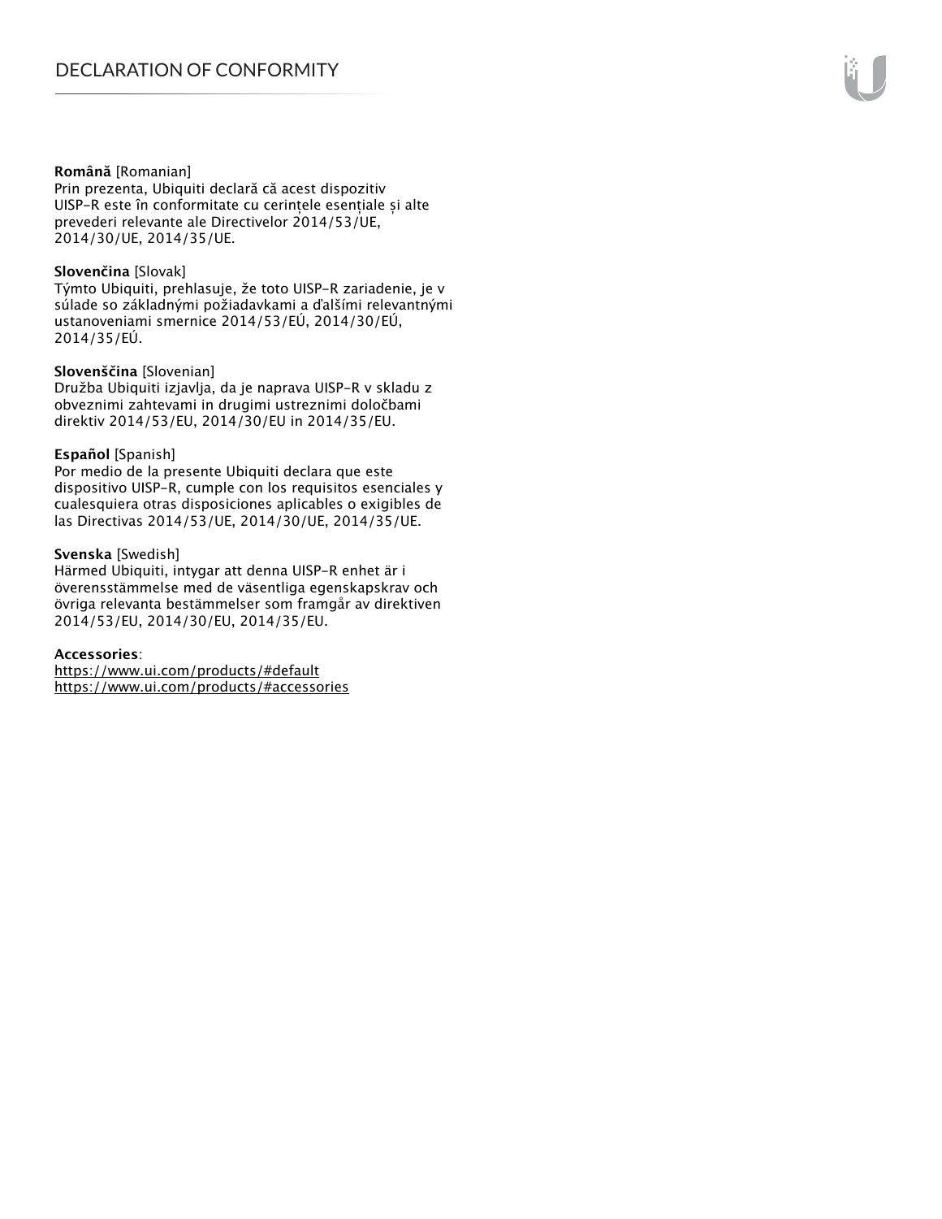**Română** [Romanian]
Prin prezenta, Ubiquiti declară că acest dispozitiv UISP-R este în conformitate cu cerințele esențiale și alte prevederi relevante ale Directivelor 2014/53/UE, 2014/30/UE, 2014/35/UE.

**Slovenčina** [Slovak]
Týmto Ubiquiti, prehlasuje, že toto UISP-R zariadenie, je v súlade so základnými požiadavkami a ďalšími relevantnými ustanoveniami smernice 2014/53/EÚ, 2014/30/EÚ, 2014/35/EÚ.

**Slovenščina** [Slovenian]
Družba Ubiquiti izjavlja, da je naprava UISP-R v skladu z obveznimi zahtevami in drugimi ustreznimi določbami direktiv 2014/53/EU, 2014/30/EU in 2014/35/EU.

**Español** [Spanish]
Por medio de la presente Ubiquiti declara que este dispositivo UISP-R, cumple con los requisitos esenciales y cualesquiera otras disposiciones aplicables o exigibles de las Directivas 2014/53/UE, 2014/30/UE, 2014/35/UE.

**Svenska** [Swedish]
Härmed Ubiquiti, intygar att denna UISP-R enhet är i överensstämmelse med de väsentliga egenskapskrav och övriga relevanta bestämmelser som framgår av direktiven 2014/53/EU, 2014/30/EU, 2014/35/EU.

**Accessories**:
https://www.ui.com/products/#default
https://www.ui.com/products/#accessories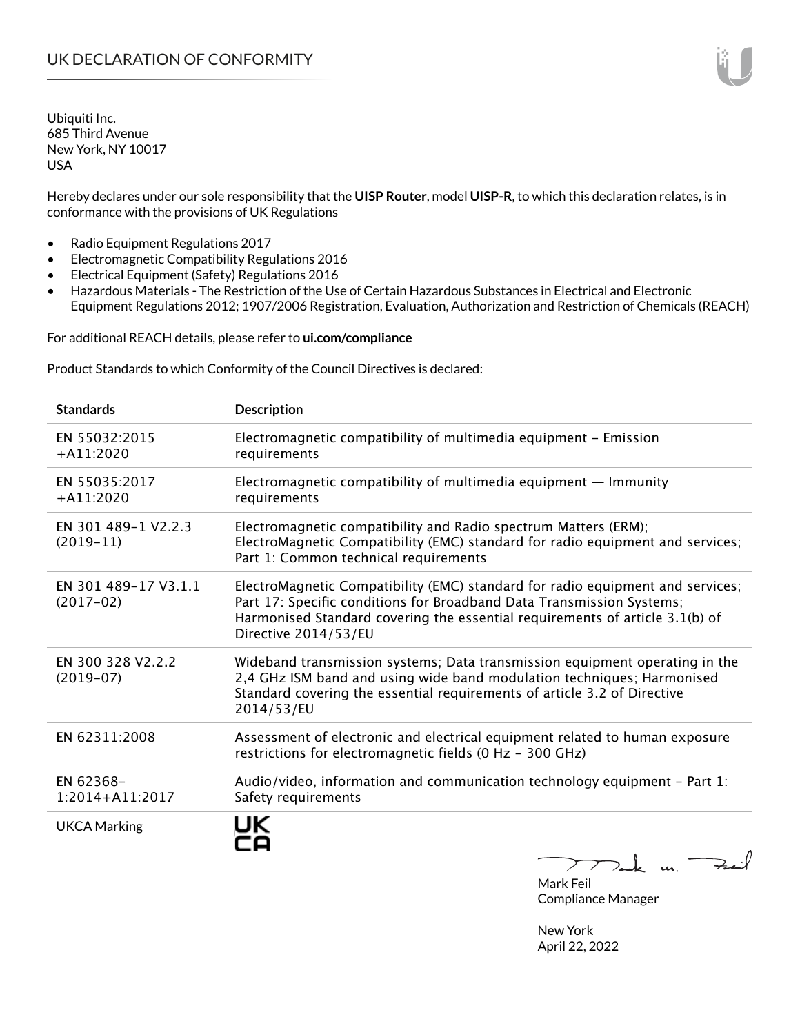# UK DECLARATION OF CONFORMITY

Ubiquiti Inc.
685 Third Avenue
New York, NY 10017
USA

Hereby declares under our sole responsibility that the **UISP Router**, model **UISP-R**, to which this declaration relates, is in conformance with the provisions of UK Regulations

- Radio Equipment Regulations 2017
- Electromagnetic Compatibility Regulations 2016
- Electrical Equipment (Safety) Regulations 2016
- Hazardous Materials - The Restriction of the Use of Certain Hazardous Substances in Electrical and Electronic Equipment Regulations 2012; 1907/2006 Registration, Evaluation, Authorization and Restriction of Chemicals (REACH)

For additional REACH details, please refer to **ui.com/compliance**

Product Standards to which Conformity of the Council Directives is declared:

| Standards | Description |
|---|---|
| EN 55032:2015 +A11:2020 | Electromagnetic compatibility of multimedia equipment – Emission requirements |
| EN 55035:2017 +A11:2020 | Electromagnetic compatibility of multimedia equipment — Immunity requirements |
| EN 301 489-1 V2.2.3 (2019-11) | Electromagnetic compatibility and Radio spectrum Matters (ERM); ElectroMagnetic Compatibility (EMC) standard for radio equipment and services; Part 1: Common technical requirements |
| EN 301 489-17 V3.1.1 (2017-02) | ElectroMagnetic Compatibility (EMC) standard for radio equipment and services; Part 17: Specific conditions for Broadband Data Transmission Systems; Harmonised Standard covering the essential requirements of article 3.1(b) of Directive 2014/53/EU |
| EN 300 328 V2.2.2 (2019-07) | Wideband transmission systems; Data transmission equipment operating in the 2,4 GHz ISM band and using wide band modulation techniques; Harmonised Standard covering the essential requirements of article 3.2 of Directive 2014/53/EU |
| EN 62311:2008 | Assessment of electronic and electrical equipment related to human exposure restrictions for electromagnetic fields (0 Hz - 300 GHz) |
| EN 62368-1:2014+A11:2017 | Audio/video, information and communication technology equipment - Part 1: Safety requirements |
| UKCA Marking | UK CA |

Mark Feil
Compliance Manager

New York
April 22, 2022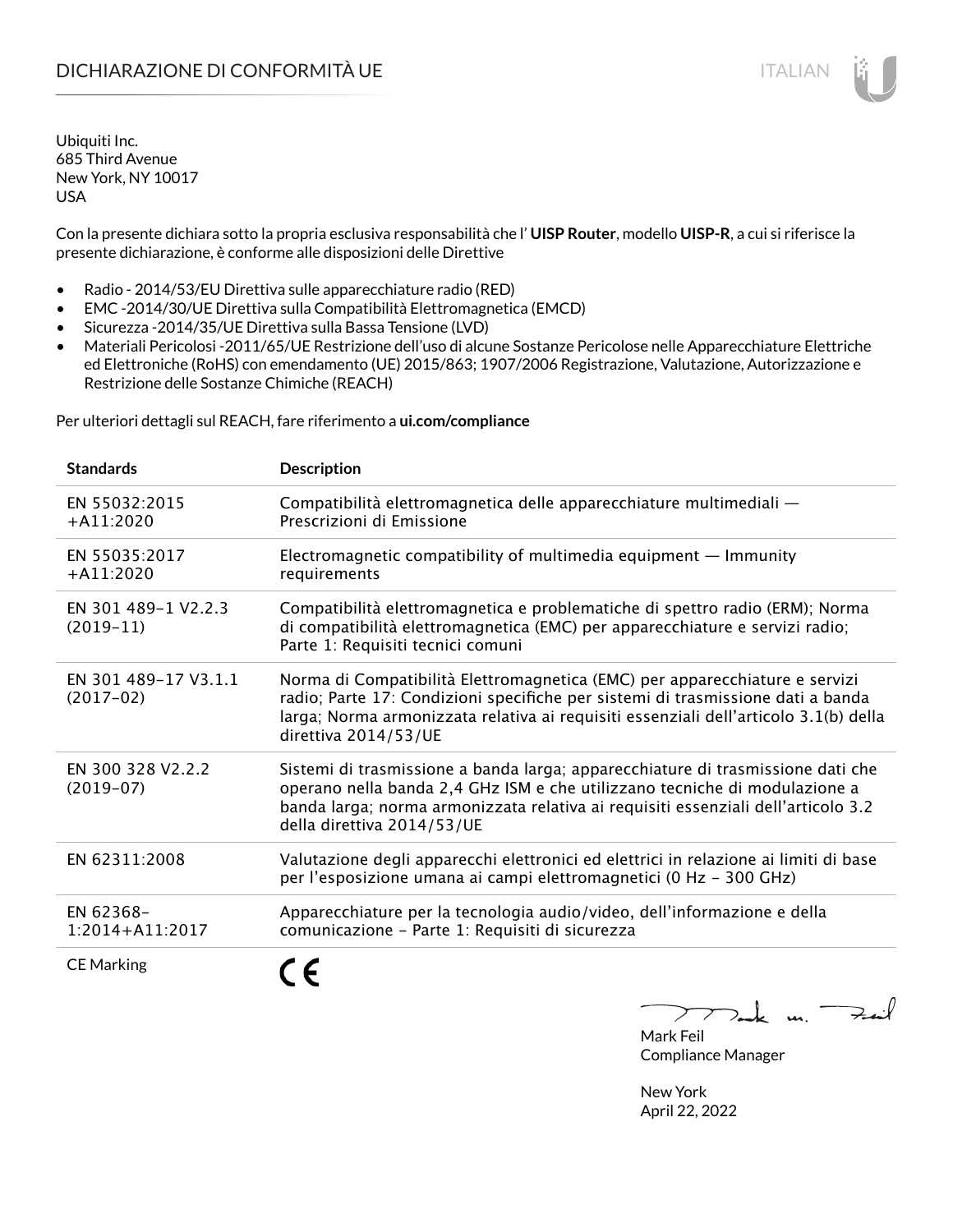# DICHIARAZIONE DI CONFORMITÀ UE

Ubiquiti Inc.
685 Third Avenue
New York, NY 10017
USA

Con la presente dichiara sotto la propria esclusiva responsabilità che l' **UISP Router**, modello **UISP-R**, a cui si riferisce la presente dichiarazione, è conforme alle disposizioni delle Direttive

- Radio - 2014/53/EU Direttiva sulle apparecchiature radio (RED)
- EMC -2014/30/UE Direttiva sulla Compatibilità Elettromagnetica (EMCD)
- Sicurezza -2014/35/UE Direttiva sulla Bassa Tensione (LVD)
- Materiali Pericolosi -2011/65/UE Restrizione dell'uso di alcune Sostanze Pericolose nelle Apparecchiature Elettriche ed Elettroniche (RoHS) con emendamento (UE) 2015/863; 1907/2006 Registrazione, Valutazione, Autorizzazione e Restrizione delle Sostanze Chimiche (REACH)

Per ulteriori dettagli sul REACH, fare riferimento a **ui.com/compliance**

| Standards | Description |
| --- | --- |
| EN 55032:2015 +A11:2020 | Compatibilità elettromagnetica delle apparecchiature multimediali — Prescrizioni di Emissione |
| EN 55035:2017 +A11:2020 | Electromagnetic compatibility of multimedia equipment — Immunity requirements |
| EN 301 489-1 V2.2.3 (2019-11) | Compatibilità elettromagnetica e problematiche di spettro radio (ERM); Norma di compatibilità elettromagnetica (EMC) per apparecchiature e servizi radio; Parte 1: Requisiti tecnici comuni |
| EN 301 489-17 V3.1.1 (2017-02) | Norma di Compatibilità Elettromagnetica (EMC) per apparecchiature e servizi radio; Parte 17: Condizioni specifiche per sistemi di trasmissione dati a banda larga; Norma armonizzata relativa ai requisiti essenziali dell'articolo 3.1(b) della direttiva 2014/53/UE |
| EN 300 328 V2.2.2 (2019-07) | Sistemi di trasmissione a banda larga; apparecchiature di trasmissione dati che operano nella banda 2,4 GHz ISM e che utilizzano tecniche di modulazione a banda larga; norma armonizzata relativa ai requisiti essenziali dell'articolo 3.2 della direttiva 2014/53/UE |
| EN 62311:2008 | Valutazione degli apparecchi elettronici ed elettrici in relazione ai limiti di base per l'esposizione umana ai campi elettromagnetici (0 Hz - 300 GHz) |
| EN 62368-1:2014+A11:2017 | Apparecchiature per la tecnologia audio/video, dell'informazione e della comunicazione - Parte 1: Requisiti di sicurezza |
| CE Marking | CE |

Mark Feil
Compliance Manager

New York
April 22, 2022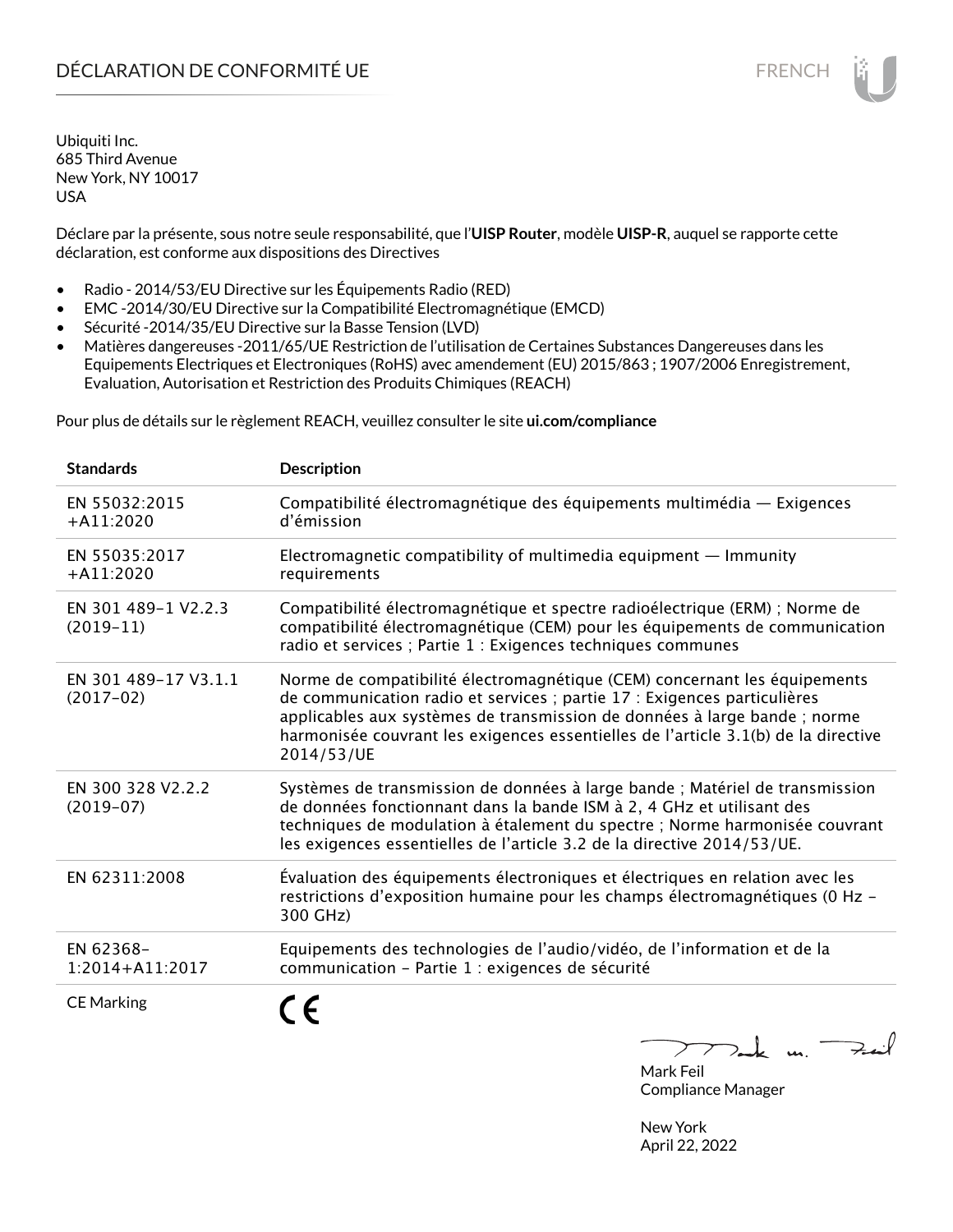# DÉCLARATION DE CONFORMITÉ UE

FRENCH

Ubiquiti Inc.
685 Third Avenue
New York, NY 10017
USA

Déclare par la présente, sous notre seule responsabilité, que l'**UISP Router**, modèle **UISP-R**, auquel se rapporte cette déclaration, est conforme aux dispositions des Directives

- Radio - 2014/53/EU Directive sur les Équipements Radio (RED)
- EMC -2014/30/EU Directive sur la Compatibilité Electromagnétique (EMCD)
- Sécurité -2014/35/EU Directive sur la Basse Tension (LVD)
- Matières dangereuses -2011/65/UE Restriction de l'utilisation de Certaines Substances Dangereuses dans les Equipements Electriques et Electroniques (RoHS) avec amendement (EU) 2015/863 ; 1907/2006 Enregistrement, Evaluation, Autorisation et Restriction des Produits Chimiques (REACH)

Pour plus de détails sur le règlement REACH, veuillez consulter le site **ui.com/compliance**

| Standards | Description |
| --- | --- |
| EN 55032:2015 +A11:2020 | Compatibilité électromagnétique des équipements multimédia — Exigences d'émission |
| EN 55035:2017 +A11:2020 | Electromagnetic compatibility of multimedia equipment — Immunity requirements |
| EN 301 489-1 V2.2.3 (2019-11) | Compatibilité électromagnétique et spectre radioélectrique (ERM) ; Norme de compatibilité électromagnétique (CEM) pour les équipements de communication radio et services ; Partie 1 : Exigences techniques communes |
| EN 301 489-17 V3.1.1 (2017-02) | Norme de compatibilité électromagnétique (CEM) concernant les équipements de communication radio et services ; partie 17 : Exigences particulières applicables aux systèmes de transmission de données à large bande ; norme harmonisée couvrant les exigences essentielles de l'article 3.1(b) de la directive 2014/53/UE |
| EN 300 328 V2.2.2 (2019-07) | Systèmes de transmission de données à large bande ; Matériel de transmission de données fonctionnant dans la bande ISM à 2, 4 GHz et utilisant des techniques de modulation à étalement du spectre ; Norme harmonisée couvrant les exigences essentielles de l'article 3.2 de la directive 2014/53/UE. |
| EN 62311:2008 | Évaluation des équipements électroniques et électriques en relation avec les restrictions d'exposition humaine pour les champs électromagnétiques (0 Hz - 300 GHz) |
| EN 62368-1:2014+A11:2017 | Equipements des technologies de l'audio/vidéo, de l'information et de la communication - Partie 1 : exigences de sécurité |
| CE Marking | CE |

Mark Feil
Compliance Manager

New York
April 22, 2022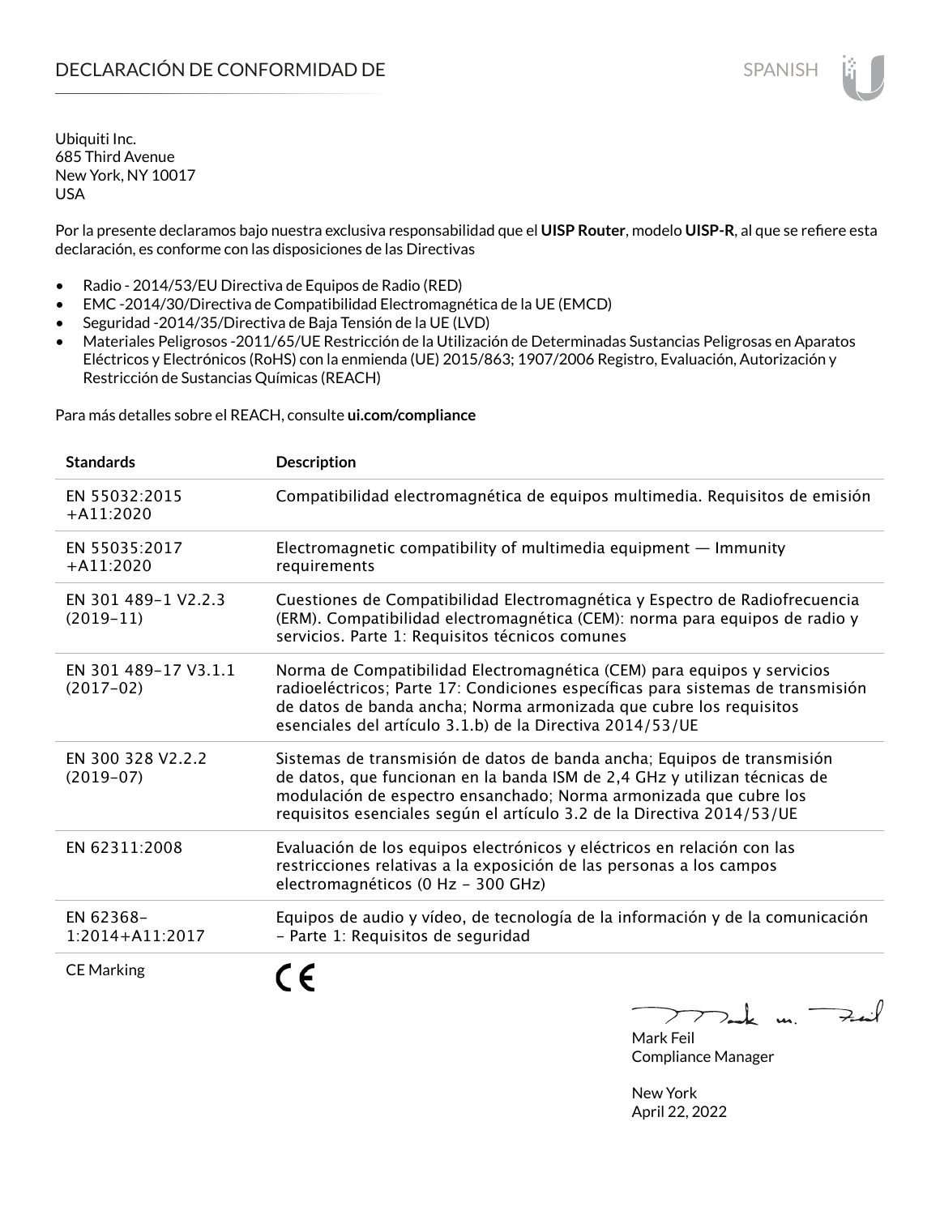# DECLARACIÓN DE CONFORMIDAD DE

Ubiquiti Inc.
685 Third Avenue
New York, NY 10017
USA

Por la presente declaramos bajo nuestra exclusiva responsabilidad que el **UISP Router**, modelo **UISP-R**, al que se refiere esta declaración, es conforme con las disposiciones de las Directivas

- Radio - 2014/53/EU Directiva de Equipos de Radio (RED)
- EMC -2014/30/Directiva de Compatibilidad Electromagnética de la UE (EMCD)
- Seguridad -2014/35/Directiva de Baja Tensión de la UE (LVD)
- Materiales Peligrosos -2011/65/UE Restricción de la Utilización de Determinadas Sustancias Peligrosas en Aparatos Eléctricos y Electrónicos (RoHS) con la enmienda (UE) 2015/863; 1907/2006 Registro, Evaluación, Autorización y Restricción de Sustancias Químicas (REACH)

Para más detalles sobre el REACH, consulte **ui.com/compliance**

| Standards | Description |
|---|---|
| EN 55032:2015 +A11:2020 | Compatibilidad electromagnética de equipos multimedia. Requisitos de emisión |
| EN 55035:2017 +A11:2020 | Electromagnetic compatibility of multimedia equipment — Immunity requirements |
| EN 301 489-1 V2.2.3 (2019-11) | Cuestiones de Compatibilidad Electromagnética y Espectro de Radiofrecuencia (ERM). Compatibilidad electromagnética (CEM): norma para equipos de radio y servicios. Parte 1: Requisitos técnicos comunes |
| EN 301 489-17 V3.1.1 (2017-02) | Norma de Compatibilidad Electromagnética (CEM) para equipos y servicios radioeléctricos; Parte 17: Condiciones específicas para sistemas de transmisión de datos de banda ancha; Norma armonizada que cubre los requisitos esenciales del artículo 3.1.b) de la Directiva 2014/53/UE |
| EN 300 328 V2.2.2 (2019-07) | Sistemas de transmisión de datos de banda ancha; Equipos de transmisión de datos, que funcionan en la banda ISM de 2,4 GHz y utilizan técnicas de modulación de espectro ensanchado; Norma armonizada que cubre los requisitos esenciales según el artículo 3.2 de la Directiva 2014/53/UE |
| EN 62311:2008 | Evaluación de los equipos electrónicos y eléctricos en relación con las restricciones relativas a la exposición de las personas a los campos electromagnéticos (0 Hz - 300 GHz) |
| EN 62368-1:2014+A11:2017 | Equipos de audio y vídeo, de tecnología de la información y de la comunicación - Parte 1: Requisitos de seguridad |
| CE Marking | CE |

Mark Feil
Compliance Manager

New York
April 22, 2022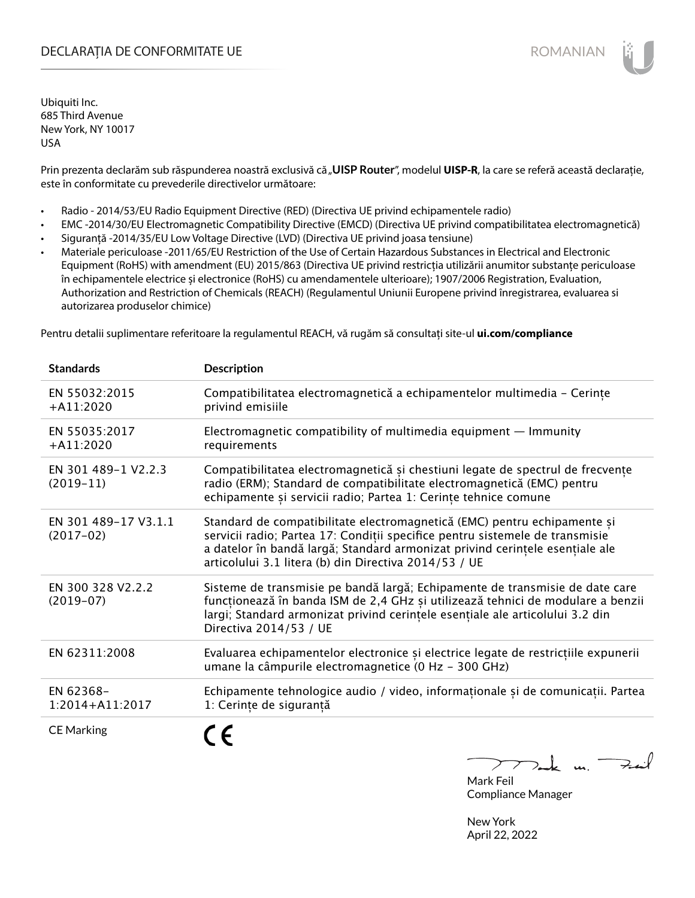# DECLARAȚIA DE CONFORMITATE UE

Ubiquiti Inc.
685 Third Avenue
New York, NY 10017
USA

Prin prezenta declarăm sub răspunderea noastră exclusivă că „**UISP Router**", modelul **UISP-R**, la care se referă această declarație, este în conformitate cu prevederile directivelor următoare:

- Radio - 2014/53/EU Radio Equipment Directive (RED) (Directiva UE privind echipamentele radio)
- EMC -2014/30/EU Electromagnetic Compatibility Directive (EMCD) (Directiva UE privind compatibilitatea electromagnetică)
- Siguranță -2014/35/EU Low Voltage Directive (LVD) (Directiva UE privind joasa tensiune)
- Materiale periculoase -2011/65/EU Restriction of the Use of Certain Hazardous Substances in Electrical and Electronic Equipment (RoHS) with amendment (EU) 2015/863 (Directiva UE privind restricția utilizării anumitor substanțe periculoase în echipamentele electrice și electronice (RoHS) cu amendamentele ulterioare); 1907/2006 Registration, Evaluation, Authorization and Restriction of Chemicals (REACH) (Regulamentul Uniunii Europene privind înregistrarea, evaluarea si autorizarea produselor chimice)

Pentru detalii suplimentare referitoare la regulamentul REACH, vă rugăm să consultați site-ul **ui.com/compliance**

| Standards | Description |
|---|---|
| EN 55032:2015 +A11:2020 | Compatibilitatea electromagnetică a echipamentelor multimedia – Cerințe privind emisiile |
| EN 55035:2017 +A11:2020 | Electromagnetic compatibility of multimedia equipment — Immunity requirements |
| EN 301 489-1 V2.2.3 (2019-11) | Compatibilitatea electromagnetică și chestiuni legate de spectrul de frecvențe radio (ERM); Standard de compatibilitate electromagnetică (EMC) pentru echipamente și servicii radio; Partea 1: Cerințe tehnice comune |
| EN 301 489-17 V3.1.1 (2017-02) | Standard de compatibilitate electromagnetică (EMC) pentru echipamente și servicii radio; Partea 17: Condiții specifice pentru sistemele de transmisie a datelor în bandă largă; Standard armonizat privind cerințele esențiale ale articolului 3.1 litera (b) din Directiva 2014/53 / UE |
| EN 300 328 V2.2.2 (2019-07) | Sisteme de transmisie pe bandă largă; Echipamente de transmisie de date care funcționează în banda ISM de 2,4 GHz și utilizează tehnici de modulare a benzii largi; Standard armonizat privind cerințele esențiale ale articolului 3.2 din Directiva 2014/53 / UE |
| EN 62311:2008 | Evaluarea echipamentelor electronice și electrice legate de restricțiile expunerii umane la câmpurile electromagnetice (0 Hz – 300 GHz) |
| EN 62368-1:2014+A11:2017 | Echipamente tehnologice audio / video, informaționale și de comunicații. Partea 1: Cerințe de siguranță |
| CE Marking | CE |

Mark Feil
Compliance Manager

New York
April 22, 2022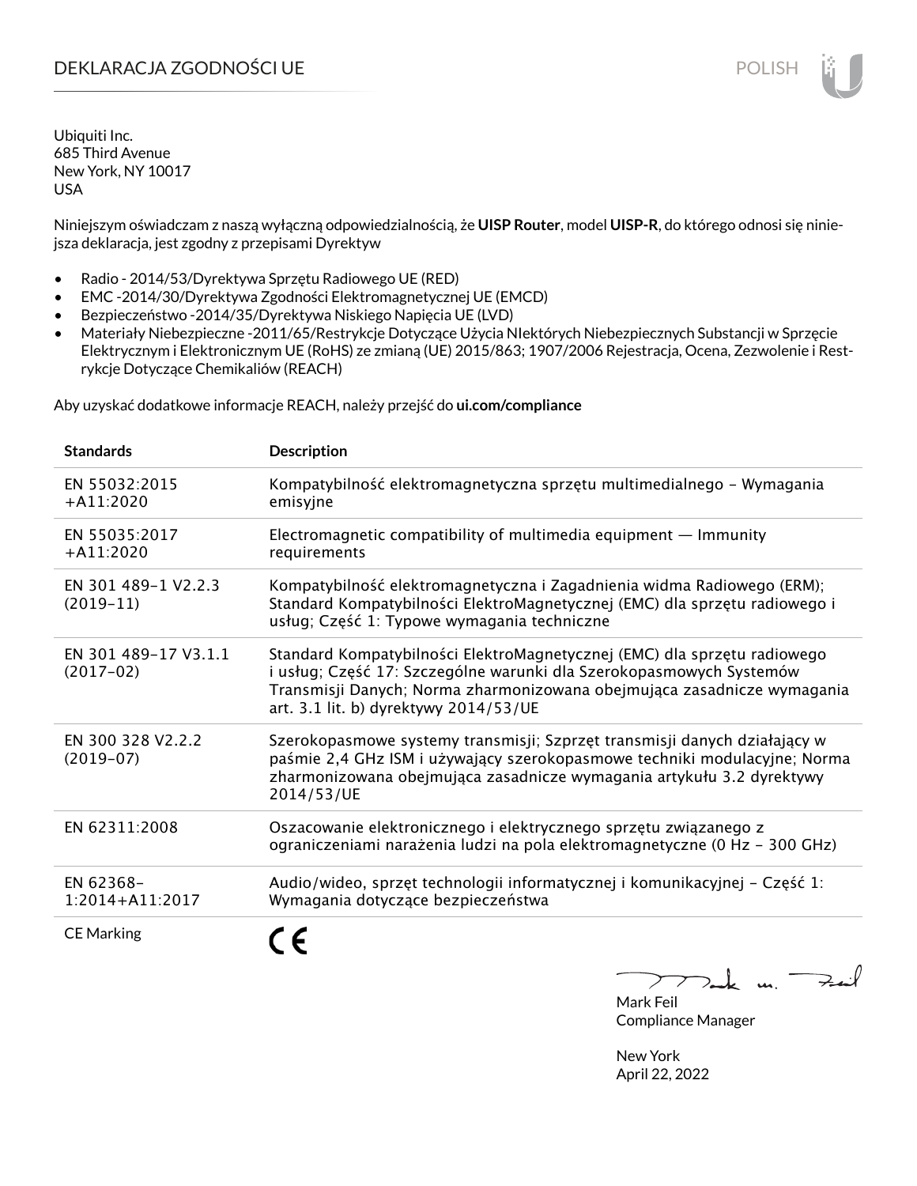# DEKLARACJA ZGODNOŚCI UE

POLISH

Ubiquiti Inc.
685 Third Avenue
New York, NY 10017
USA

Niniejszym oświadczam z naszą wyłączną odpowiedzialnością, że **UISP Router**, model **UISP-R**, do którego odnosi się niniejsza deklaracja, jest zgodny z przepisami Dyrektyw

- Radio - 2014/53/Dyrektywa Sprzętu Radiowego UE (RED)
- EMC -2014/30/Dyrektywa Zgodności Elektromagnetycznej UE (EMCD)
- Bezpieczeństwo -2014/35/Dyrektywa Niskiego Napięcia UE (LVD)
- Materiały Niebezpieczne -2011/65/Restrykcje Dotyczące Użycia NIektórych Niebezpiecznych Substancji w Sprzęcie Elektrycznym i Elektronicznym UE (RoHS) ze zmianą (UE) 2015/863; 1907/2006 Rejestracja, Ocena, Zezwolenie i Restrykcje Dotyczące Chemikaliów (REACH)

Aby uzyskać dodatkowe informacje REACH, należy przejść do **ui.com/compliance**

| Standards | Description |
|---|---|
| EN 55032:2015 +A11:2020 | Kompatybilność elektromagnetyczna sprzętu multimedialnego – Wymagania emisyjne |
| EN 55035:2017 +A11:2020 | Electromagnetic compatibility of multimedia equipment — Immunity requirements |
| EN 301 489-1 V2.2.3 (2019-11) | Kompatybilność elektromagnetyczna i Zagadnienia widma Radiowego (ERM); Standard Kompatybilności ElektroMagnetycznej (EMC) dla sprzętu radiowego i usług; Część 1: Typowe wymagania techniczne |
| EN 301 489-17 V3.1.1 (2017-02) | Standard Kompatybilności ElektroMagnetycznej (EMC) dla sprzętu radiowego i usług; Część 17: Szczególne warunki dla Szerokopasmowych Systemów Transmisji Danych; Norma zharmonizowana obejmująca zasadnicze wymagania art. 3.1 lit. b) dyrektywy 2014/53/UE |
| EN 300 328 V2.2.2 (2019-07) | Szerokopasmowe systemy transmisji; Szprzęt transmisji danych działający w paśmie 2,4 GHz ISM i używający szerokopasmowe techniki modulacyjne; Norma zharmonizowana obejmująca zasadnicze wymagania artykułu 3.2 dyrektywy 2014/53/UE |
| EN 62311:2008 | Oszacowanie elektronicznego i elektrycznego sprzętu związanego z ograniczeniami narażenia ludzi na pola elektromagnetyczne (0 Hz – 300 GHz) |
| EN 62368-1:2014+A11:2017 | Audio/wideo, sprzęt technologii informatycznej i komunikacyjnej – Część 1: Wymagania dotyczące bezpieczeństwa |
| CE Marking | CE |

Mark Feil
Compliance Manager

New York
April 22, 2022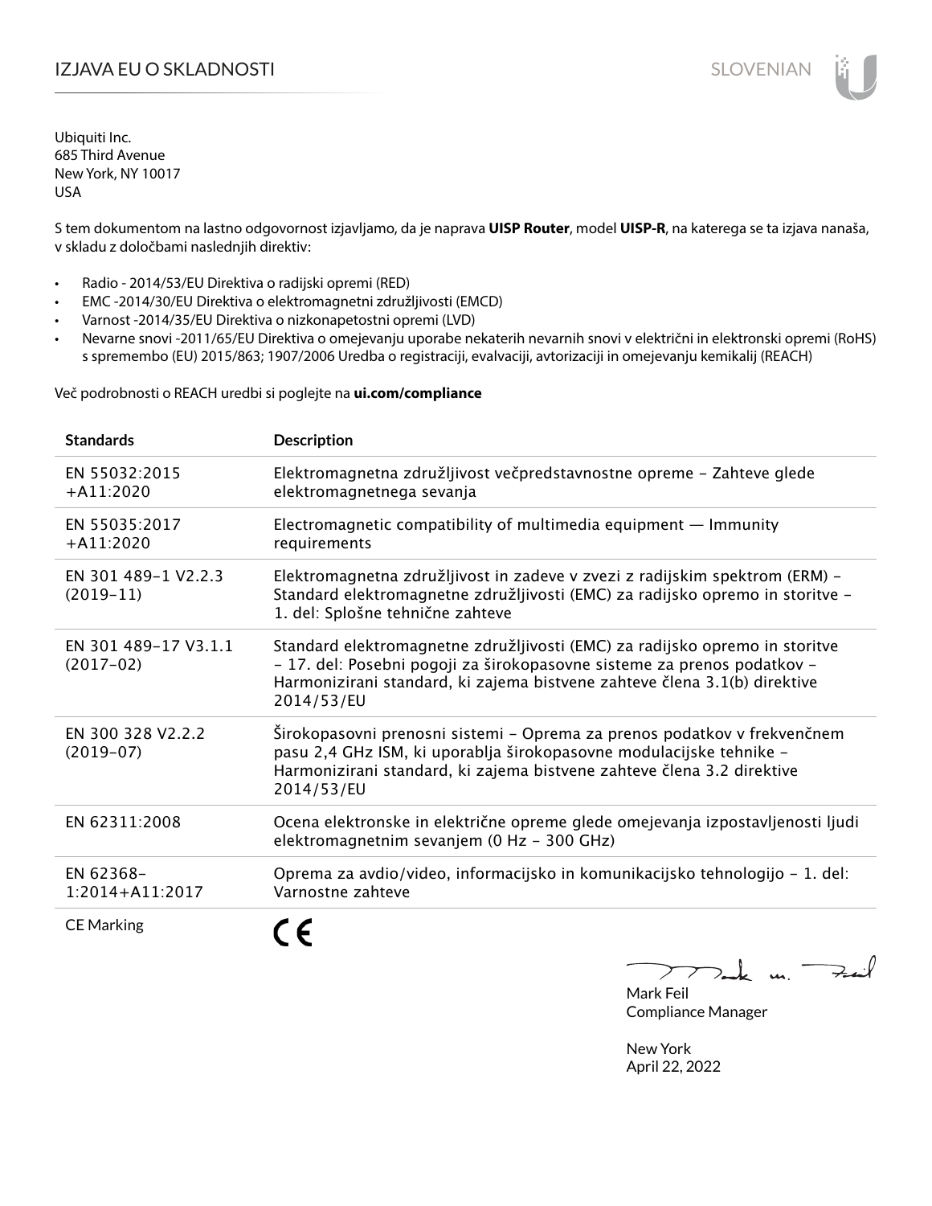# IZJAVA EU O SKLADNOSTI

Ubiquiti Inc.
685 Third Avenue
New York, NY 10017
USA

S tem dokumentom na lastno odgovornost izjavljamo, da je naprava **UISP Router**, model **UISP-R**, na katerega se ta izjava nanaša, v skladu z določbami naslednjih direktiv:

- Radio - 2014/53/EU Direktiva o radijski opremi (RED)
- EMC -2014/30/EU Direktiva o elektromagnetni združljivosti (EMCD)
- Varnost -2014/35/EU Direktiva o nizkonapetostni opremi (LVD)
- Nevarne snovi -2011/65/EU Direktiva o omejevanju uporabe nekaterih nevarnih snovi v električni in elektronski opremi (RoHS) s spremembo (EU) 2015/863; 1907/2006 Uredba o registraciji, evalvaciji, avtorizaciji in omejevanju kemikalij (REACH)

Več podrobnosti o REACH uredbi si poglejte na **ui.com/compliance**

| Standards | Description |
|---|---|
| EN 55032:2015 +A11:2020 | Elektromagnetna združljivost večpredstavnostne opreme – Zahteve glede elektromagnetnega sevanja |
| EN 55035:2017 +A11:2020 | Electromagnetic compatibility of multimedia equipment — Immunity requirements |
| EN 301 489-1 V2.2.3 (2019-11) | Elektromagnetna združljivost in zadeve v zvezi z radijskim spektrom (ERM) – Standard elektromagnetne združljivosti (EMC) za radijsko opremo in storitve – 1. del: Splošne tehnične zahteve |
| EN 301 489-17 V3.1.1 (2017-02) | Standard elektromagnetne združljivosti (EMC) za radijsko opremo in storitve – 17. del: Posebni pogoji za širokopasovne sisteme za prenos podatkov – Harmonizirani standard, ki zajema bistvene zahteve člena 3.1(b) direktive 2014/53/EU |
| EN 300 328 V2.2.2 (2019-07) | Širokopasovni prenosni sistemi – Oprema za prenos podatkov v frekvenčnem pasu 2,4 GHz ISM, ki uporablja širokopasovne modulacijske tehnike – Harmonizirani standard, ki zajema bistvene zahteve člena 3.2 direktive 2014/53/EU |
| EN 62311:2008 | Ocena elektronske in električne opreme glede omejevanja izpostavljenosti ljudi elektromagnetnim sevanjem (0 Hz – 300 GHz) |
| EN 62368-1:2014+A11:2017 | Oprema za avdio/video, informacijsko in komunikacijsko tehnologijo – 1. del: Varnostne zahteve |
| CE Marking | CE |

Mark Feil
Compliance Manager

New York
April 22, 2022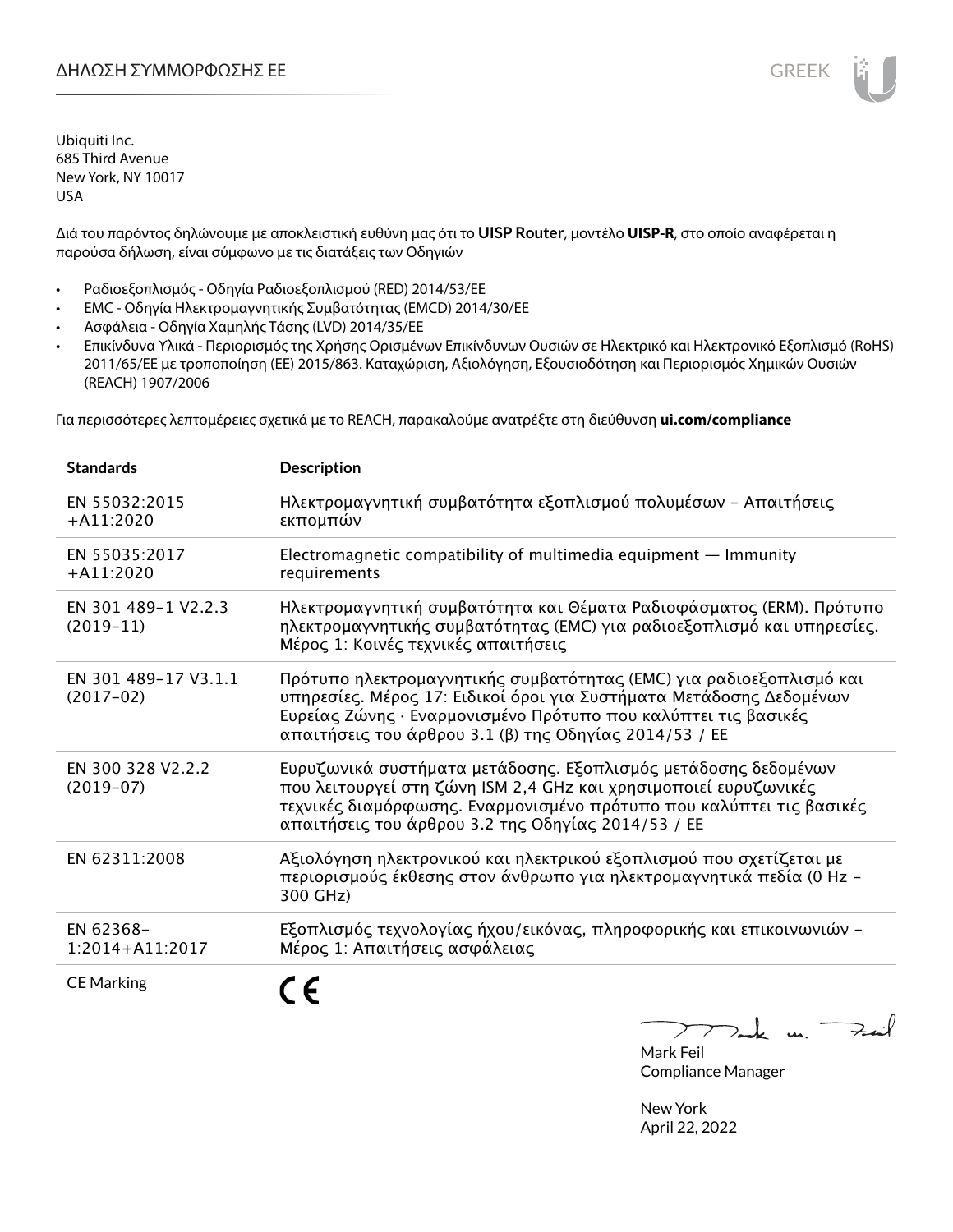# ΔΗΛΩΣΗ ΣΥΜΜΟΡΦΩΣΗΣ ΕΕ

GREEK

Ubiquiti Inc.
685 Third Avenue
New York, NY 10017
USA

Διά του παρόντος δηλώνουμε με αποκλειστική ευθύνη μας ότι το **UISP Router**, μοντέλο **UISP-R**, στο οποίο αναφέρεται η παρούσα δήλωση, είναι σύμφωνο με τις διατάξεις των Οδηγιών

- Ραδιοεξοπλισμός - Οδηγία Ραδιοεξοπλισμού (RED) 2014/53/ΕΕ
- EMC - Οδηγία Ηλεκτρομαγνητικής Συμβατότητας (EMCD) 2014/30/ΕΕ
- Ασφάλεια - Οδηγία Χαμηλής Τάσης (LVD) 2014/35/ΕΕ
- Επικίνδυνα Υλικά - Περιορισμός της Χρήσης Ορισμένων Επικίνδυνων Ουσιών σε Ηλεκτρικό και Ηλεκτρονικό Εξοπλισμό (RoHS) 2011/65/ΕΕ με τροποποίηση (ΕΕ) 2015/863. Καταχώριση, Αξιολόγηση, Εξουσιοδότηση και Περιορισμός Χημικών Ουσιών (REACH) 1907/2006

Για περισσότερες λεπτομέρειες σχετικά με το REACH, παρακαλούμε ανατρέξτε στη διεύθυνση **ui.com/compliance**

| Standards | Description |
|---|---|
| EN 55032:2015 +A11:2020 | Ηλεκτρομαγνητική συμβατότητα εξοπλισμού πολυμέσων – Απαιτήσεις εκπομπών |
| EN 55035:2017 +A11:2020 | Electromagnetic compatibility of multimedia equipment — Immunity requirements |
| EN 301 489-1 V2.2.3 (2019-11) | Ηλεκτρομαγνητική συμβατότητα και Θέματα Ραδιοφάσματος (ERM). Πρότυπο ηλεκτρομαγνητικής συμβατότητας (EMC) για ραδιοεξοπλισμό και υπηρεσίες. Μέρος 1: Κοινές τεχνικές απαιτήσεις |
| EN 301 489-17 V3.1.1 (2017-02) | Πρότυπο ηλεκτρομαγνητικής συμβατότητας (EMC) για ραδιοεξοπλισμό και υπηρεσίες. Μέρος 17: Ειδικοί όροι για Συστήματα Μετάδοσης Δεδομένων Ευρείας Ζώνης · Εναρμονισμένο Πρότυπο που καλύπτει τις βασικές απαιτήσεις του άρθρου 3.1 (β) της Οδηγίας 2014/53 / ΕΕ |
| EN 300 328 V2.2.2 (2019-07) | Ευρυζωνικά συστήματα μετάδοσης. Εξοπλισμός μετάδοσης δεδομένων που λειτουργεί στη ζώνη ISM 2,4 GHz και χρησιμοποιεί ευρυζωνικές τεχνικές διαμόρφωσης. Εναρμονισμένο πρότυπο που καλύπτει τις βασικές απαιτήσεις του άρθρου 3.2 της Οδηγίας 2014/53 / ΕΕ |
| EN 62311:2008 | Αξιολόγηση ηλεκτρονικού και ηλεκτρικού εξοπλισμού που σχετίζεται με περιορισμούς έκθεσης στον άνθρωπο για ηλεκτρομαγνητικά πεδία (0 Hz – 300 GHz) |
| EN 62368-1:2014+A11:2017 | Εξοπλισμός τεχνολογίας ήχου/εικόνας, πληροφορικής και επικοινωνιών – Μέρος 1: Απαιτήσεις ασφάλειας |
| CE Marking | CE |

Mark Feil
Compliance Manager

New York
April 22, 2022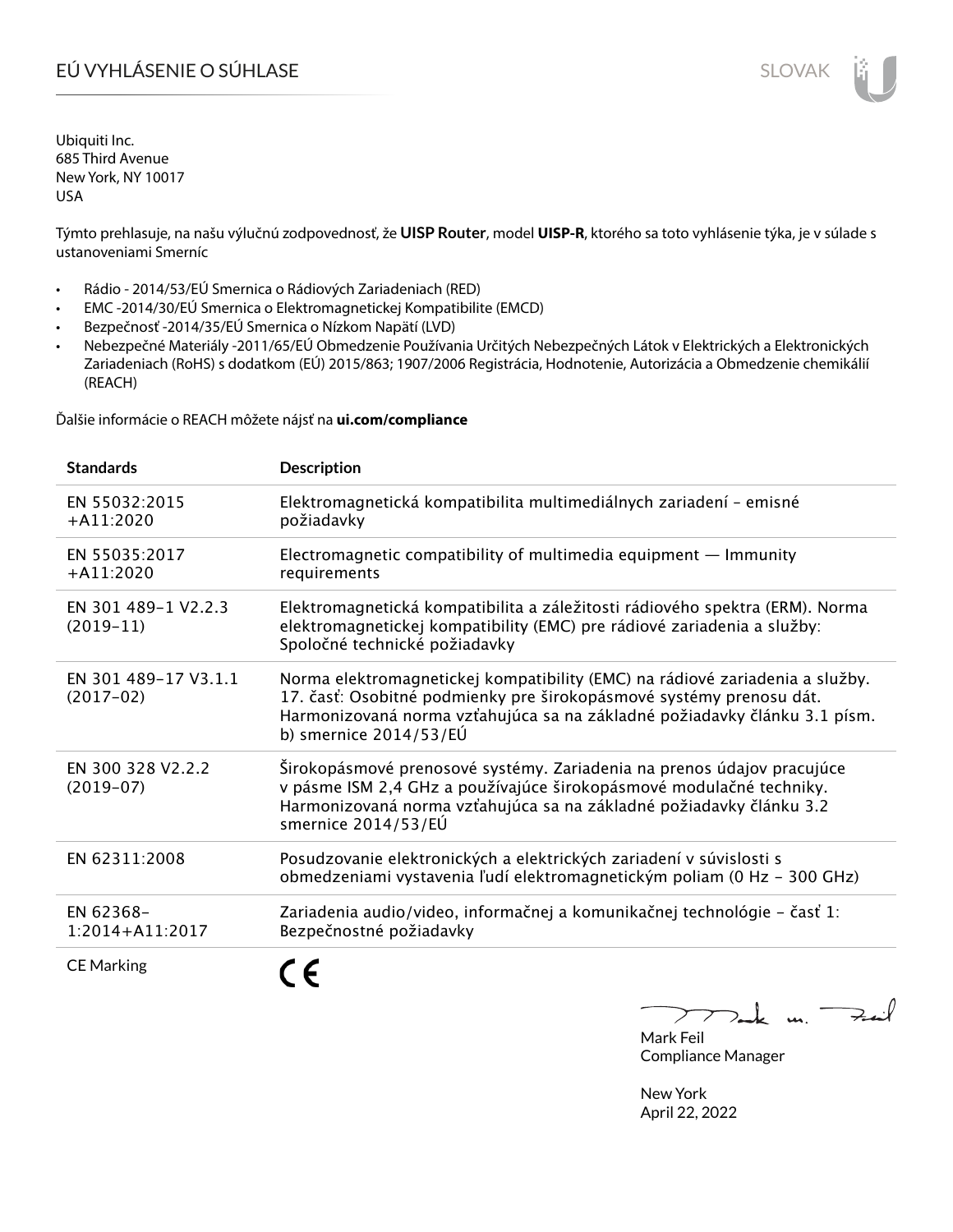# EÚ VYHLÁSENIE O SÚHLASE

Ubiquiti Inc.
685 Third Avenue
New York, NY 10017
USA

Týmto prehlasuje, na našu výlučnú zodpovednosť, že **UISP Router**, model **UISP-R**, ktorého sa toto vyhlásenie týka, je v súlade s ustanoveniami Smerníc

- Rádio - 2014/53/EÚ Smernica o Rádiových Zariadeniach (RED)
- EMC -2014/30/EÚ Smernica o Elektromagnetickej Kompatibilite (EMCD)
- Bezpečnosť -2014/35/EÚ Smernica o Nízkom Napätí (LVD)
- Nebezpečné Materiály -2011/65/EÚ Obmedzenie Používania Určitých Nebezpečných Látok v Elektrických a Elektronických Zariadeniach (RoHS) s dodatkom (EÚ) 2015/863; 1907/2006 Registrácia, Hodnotenie, Autorizácia a Obmedzenie chemikálií (REACH)

Ďalšie informácie o REACH môžete nájsť na **ui.com/compliance**

| Standards | Description |
|---|---|
| EN 55032:2015 +A11:2020 | Elektromagnetická kompatibilita multimediálnych zariadení – emisné požiadavky |
| EN 55035:2017 +A11:2020 | Electromagnetic compatibility of multimedia equipment — Immunity requirements |
| EN 301 489-1 V2.2.3 (2019-11) | Elektromagnetická kompatibilita a záležitosti rádiového spektra (ERM). Norma elektromagnetickej kompatibility (EMC) pre rádiové zariadenia a služby: Spoločné technické požiadavky |
| EN 301 489-17 V3.1.1 (2017-02) | Norma elektromagnetickej kompatibility (EMC) na rádiové zariadenia a služby. 17. časť: Osobitné podmienky pre širokopásmové systémy prenosu dát. Harmonizovaná norma vzťahujúca sa na základné požiadavky článku 3.1 písm. b) smernice 2014/53/EÚ |
| EN 300 328 V2.2.2 (2019-07) | Širokopásmové prenosové systémy. Zariadenia na prenos údajov pracujúce v pásme ISM 2,4 GHz a používajúce širokopásmové modulačné techniky. Harmonizovaná norma vzťahujúca sa na základné požiadavky článku 3.2 smernice 2014/53/EÚ |
| EN 62311:2008 | Posudzovanie elektronických a elektrických zariadení v súvislosti s obmedzeniami vystavenia ľudí elektromagnetickým poliam (0 Hz – 300 GHz) |
| EN 62368-1:2014+A11:2017 | Zariadenia audio/video, informačnej a komunikačnej technológie – časť 1: Bezpečnostné požiadavky |
| CE Marking | CE |

Mark Feil
Compliance Manager

New York
April 22, 2022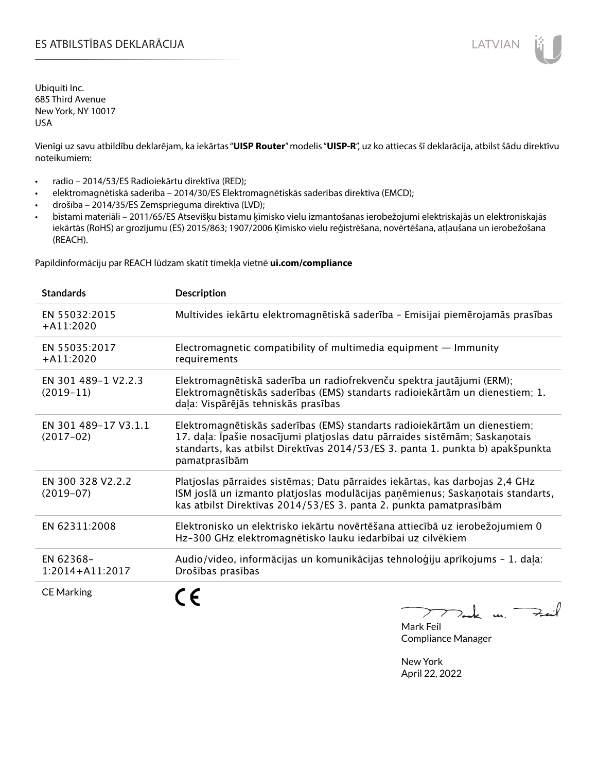# ES ATBILSTĪBAS DEKLARĀCIJA

LATVIAN

Ubiquiti Inc.
685 Third Avenue
New York, NY 10017
USA

Vienīgi uz savu atbildību deklarējam, ka iekārtas "**UISP Router**" modelis "**UISP-R**", uz ko attiecas šī deklarācija, atbilst šādu direktīvu noteikumiem:

- radio – 2014/53/ES Radioiekārtu direktīva (RED);
- elektromagnētiskā saderība – 2014/30/ES Elektromagnētiskās saderības direktīva (EMCD);
- drošība – 2014/35/ES Zemsprieguma direktīva (LVD);
- bīstami materiāli – 2011/65/ES Atsevišķu bīstamu ķīmisko vielu izmantošanas ierobežojumi elektriskajās un elektroniskajās iekārtās (RoHS) ar grozījumu (ES) 2015/863; 1907/2006 Ķīmisko vielu reģistrēšana, novērtēšana, atļaušana un ierobežošana (REACH).

Papildinformāciju par REACH lūdzam skatīt tīmekļa vietnē **ui.com/compliance**

| Standards | Description |
|---|---|
| EN 55032:2015 +A11:2020 | Multivides iekārtu elektromagnētiskā saderība – Emisijai piemērojamās prasības |
| EN 55035:2017 +A11:2020 | Electromagnetic compatibility of multimedia equipment — Immunity requirements |
| EN 301 489-1 V2.2.3 (2019-11) | Elektromagnētiskā saderība un radiofrekvenču spektra jautājumi (ERM); Elektromagnētiskās saderības (EMS) standarts radioiekārtām un dienestiem; 1. daļa: Vispārējās tehniskās prasības |
| EN 301 489-17 V3.1.1 (2017-02) | Elektromagnētiskās saderības (EMS) standarts radioiekārtām un dienestiem; 17. daļa: Īpašie nosacījumi platjoslas datu pārraides sistēmām; Saskaņotais standarts, kas atbilst Direktīvas 2014/53/ES 3. panta 1. punkta b) apakšpunkta pamatprasībām |
| EN 300 328 V2.2.2 (2019-07) | Platjoslas pārraides sistēmas; Datu pārraides iekārtas, kas darbojas 2,4 GHz ISM joslā un izmanto platjoslas modulācijas paņēmienus; Saskaņotais standarts, kas atbilst Direktīvas 2014/53/ES 3. panta 2. punkta pamatprasībām |
| EN 62311:2008 | Elektronisko un elektrisko iekārtu novērtēšana attiecībā uz ierobežojumiem 0 Hz-300 GHz elektromagnētisko lauku iedarbībai uz cilvēkiem |
| EN 62368-1:2014+A11:2017 | Audio/video, informācijas un komunikācijas tehnoloģiju aprīkojums – 1. daļa: Drošības prasības |
| CE Marking | CE |

Mark Feil
Compliance Manager

New York
April 22, 2022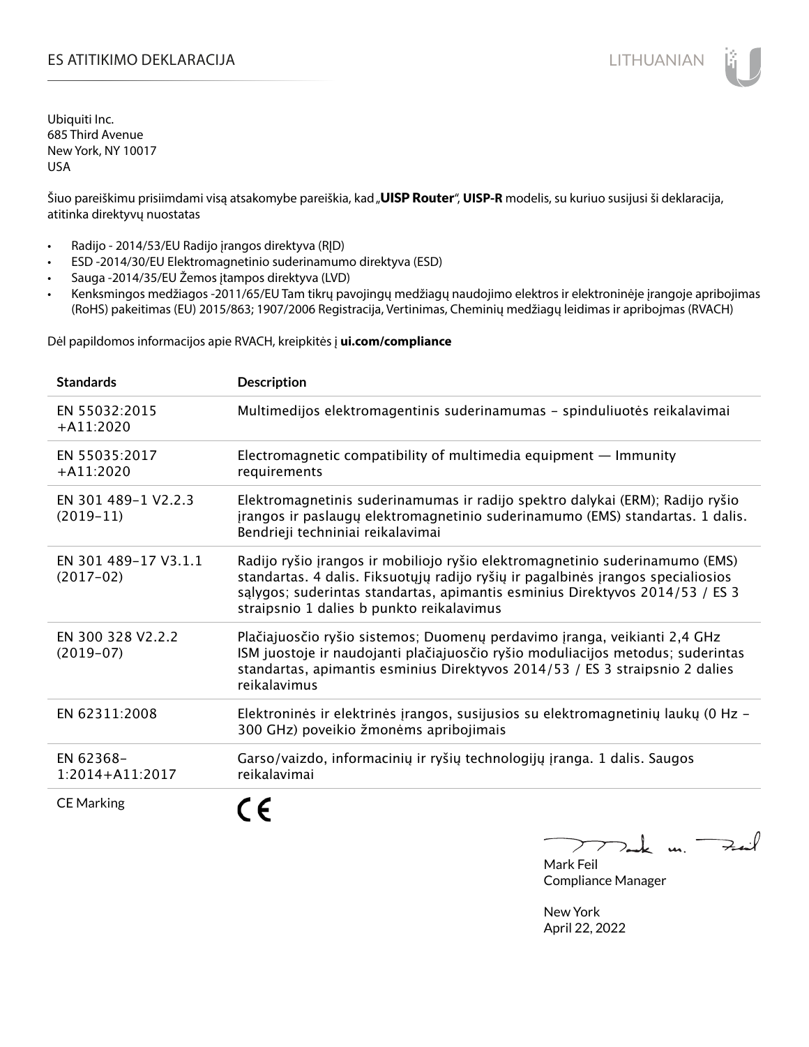# ES ATITIKIMO DEKLARACIJA

Ubiquiti Inc.
685 Third Avenue
New York, NY 10017
USA

Šiuo pareiškimu prisiimdami visą atsakomybe pareiškia, kad „**UISP Router**", **UISP-R** modelis, su kuriuo susijusi ši deklaracija, atitinka direktyvų nuostatas

- Radijo - 2014/53/EU Radijo įrangos direktyva (RĮD)
- ESD -2014/30/EU Elektromagnetinio suderinamumo direktyva (ESD)
- Sauga -2014/35/EU Žemos įtampos direktyva (LVD)
- Kenksmingos medžiagos -2011/65/EU Tam tikrų pavojingų medžiagų naudojimo elektros ir elektroninėje įrangoje apribojimas (RoHS) pakeitimas (EU) 2015/863; 1907/2006 Registracija, Vertinimas, Cheminių medžiagų leidimas ir apribojmas (RVACH)

Dėl papildomos informacijos apie RVACH, kreipkitės į **ui.com/compliance**

| Standards | Description |
|---|---|
| EN 55032:2015 +A11:2020 | Multimedijos elektromagentinis suderinamumas – spinduliuotės reikalavimai |
| EN 55035:2017 +A11:2020 | Electromagnetic compatibility of multimedia equipment — Immunity requirements |
| EN 301 489-1 V2.2.3 (2019-11) | Elektromagnetinis suderinamumas ir radijo spektro dalykai (ERM); Radijo ryšio įrangos ir paslaugų elektromagnetinio suderinamumo (EMS) standartas. 1 dalis. Bendrieji techniniai reikalavimai |
| EN 301 489-17 V3.1.1 (2017-02) | Radijo ryšio įrangos ir mobiliojo ryšio elektromagnetinio suderinamumo (EMS) standartas. 4 dalis. Fiksuotųjų radijo ryšių ir pagalbinės įrangos specialiosios sąlygos; suderintas standartas, apimantis esminius Direktyvos 2014/53 / ES 3 straipsnio 1 dalies b punkto reikalavimus |
| EN 300 328 V2.2.2 (2019-07) | Plačiajuosčio ryšio sistemos; Duomenų perdavimo įranga, veikianti 2,4 GHz ISM juostoje ir naudojanti plačiajuosčio ryšio moduliacijos metodus; suderintas standartas, apimantis esminius Direktyvos 2014/53 / ES 3 straipsnio 2 dalies reikalavimus |
| EN 62311:2008 | Elektroninės ir elektrinės įrangos, susijusios su elektromagnetinių laukų (0 Hz – 300 GHz) poveikio žmonėms apribojimais |
| EN 62368-1:2014+A11:2017 | Garso/vaizdo, informacinių ir ryšių technologijų įranga. 1 dalis. Saugos reikalavimai |
| CE Marking | CE |

Mark Feil
Compliance Manager

New York
April 22, 2022